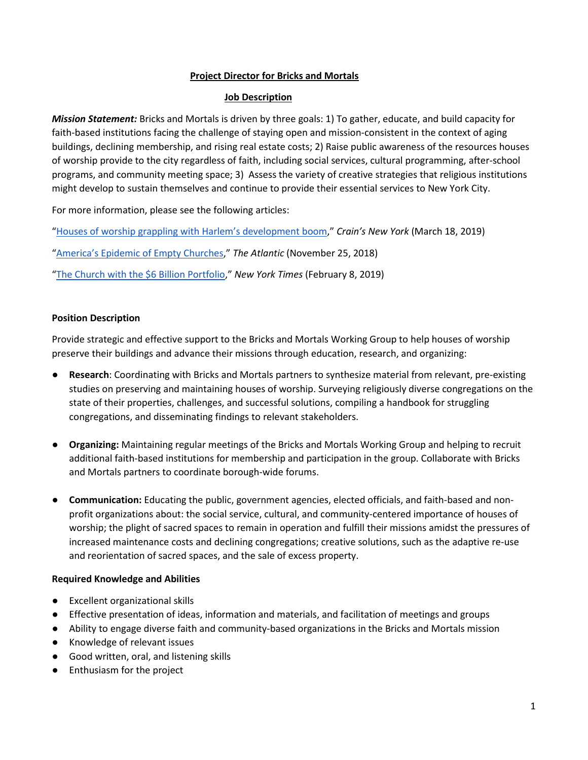# Project Director for Bricks and Mortals

## Job Description

***Mission Statement:*** Bricks and Mortals is driven by three goals: 1) To gather, educate, and build capacity for faith-based institutions facing the challenge of staying open and mission-consistent in the context of aging buildings, declining membership, and rising real estate costs; 2) Raise public awareness of the resources houses of worship provide to the city regardless of faith, including social services, cultural programming, after-school programs, and community meeting space; 3) Assess the variety of creative strategies that religious institutions might develop to sustain themselves and continue to provide their essential services to New York City.

For more information, please see the following articles:

"Houses of worship grappling with Harlem's development boom," *Crain's New York* (March 18, 2019)

"America's Epidemic of Empty Churches," *The Atlantic* (November 25, 2018)

"The Church with the $6 Billion Portfolio," *New York Times* (February 8, 2019)

### Position Description

Provide strategic and effective support to the Bricks and Mortals Working Group to help houses of worship preserve their buildings and advance their missions through education, research, and organizing:

- **Research**: Coordinating with Bricks and Mortals partners to synthesize material from relevant, pre-existing studies on preserving and maintaining houses of worship. Surveying religiously diverse congregations on the state of their properties, challenges, and successful solutions, compiling a handbook for struggling congregations, and disseminating findings to relevant stakeholders.

- **Organizing:** Maintaining regular meetings of the Bricks and Mortals Working Group and helping to recruit additional faith-based institutions for membership and participation in the group. Collaborate with Bricks and Mortals partners to coordinate borough-wide forums.

- **Communication:** Educating the public, government agencies, elected officials, and faith-based and non-profit organizations about: the social service, cultural, and community-centered importance of houses of worship; the plight of sacred spaces to remain in operation and fulfill their missions amidst the pressures of increased maintenance costs and declining congregations; creative solutions, such as the adaptive re-use and reorientation of sacred spaces, and the sale of excess property.

### Required Knowledge and Abilities

- Excellent organizational skills
- Effective presentation of ideas, information and materials, and facilitation of meetings and groups
- Ability to engage diverse faith and community-based organizations in the Bricks and Mortals mission
- Knowledge of relevant issues
- Good written, oral, and listening skills
- Enthusiasm for the project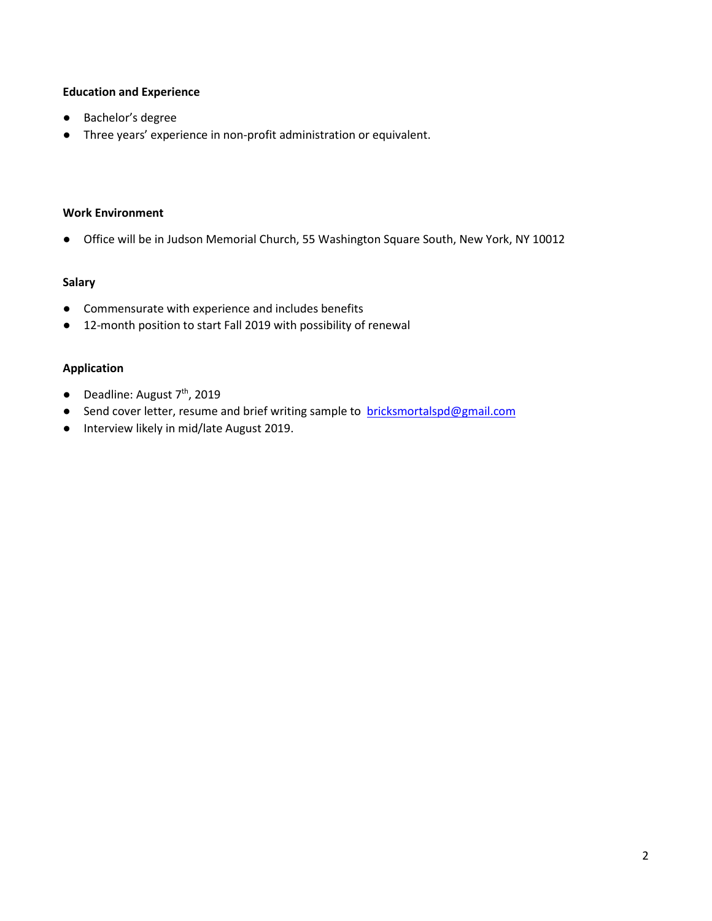**Education and Experience**

- Bachelor's degree
- Three years' experience in non-profit administration or equivalent.

**Work Environment**

- Office will be in Judson Memorial Church, 55 Washington Square South, New York, NY 10012

**Salary**

- Commensurate with experience and includes benefits
- 12-month position to start Fall 2019 with possibility of renewal

**Application**

- Deadline: August 7th, 2019
- Send cover letter, resume and brief writing sample to bricksmortalspd@gmail.com
- Interview likely in mid/late August 2019.